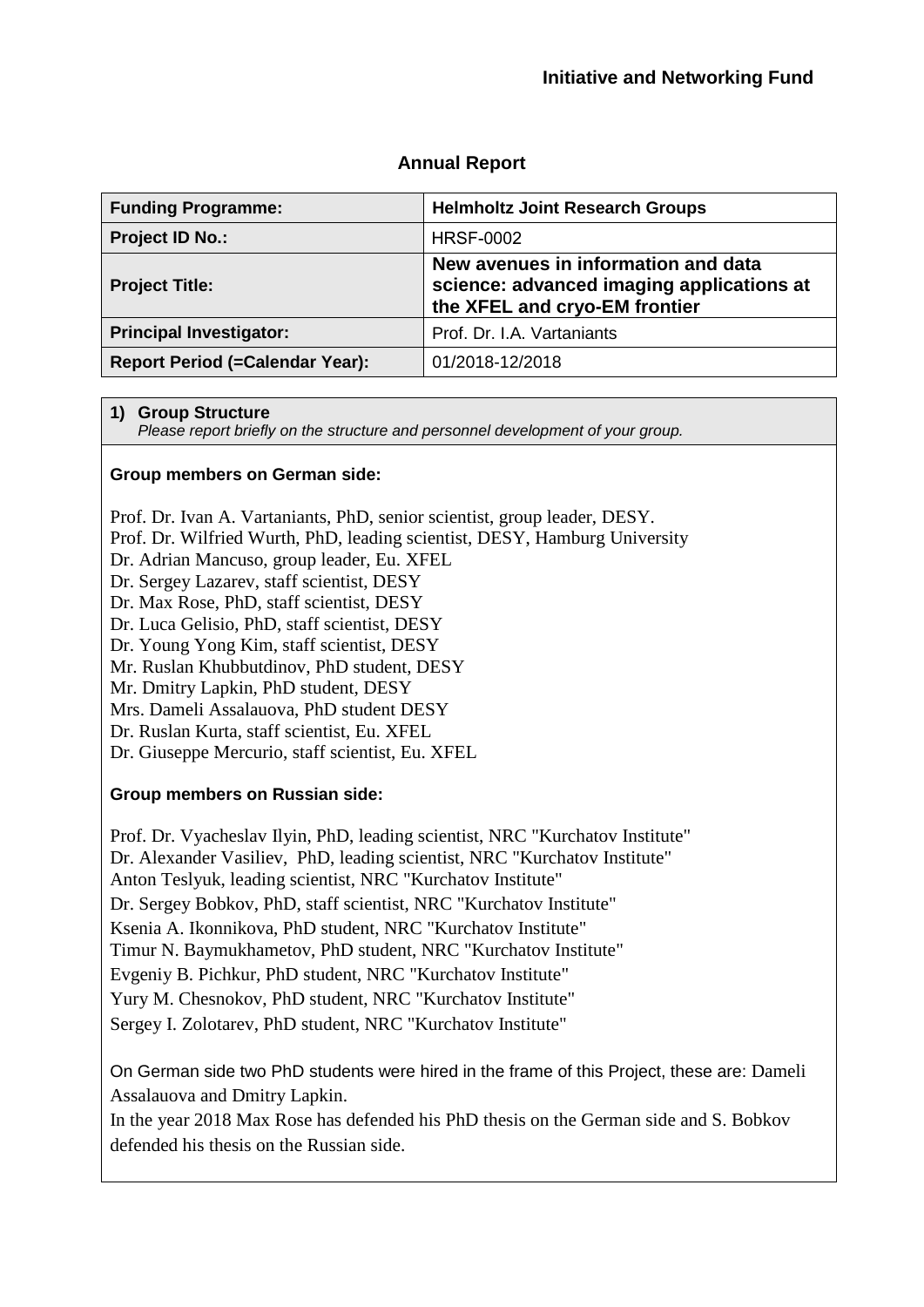**Initiative and Networking Fund**

## Annual Report

| **Funding Programme:** | **Helmholtz Joint Research Groups** |
|---|---|
| **Project ID No.:** | HRSF-0002 |
| **Project Title:** | **New avenues in information and data science: advanced imaging applications at the XFEL and cryo-EM frontier** |
| **Principal Investigator:** | Prof. Dr. I.A. Vartaniants |
| **Report Period (=Calendar Year):** | 01/2018-12/2018 |

### 1) Group Structure

*Please report briefly on the structure and personnel development of your group.*

**Group members on German side:**

Prof. Dr. Ivan A. Vartaniants, PhD, senior scientist, group leader, DESY.
Prof. Dr. Wilfried Wurth, PhD, leading scientist, DESY, Hamburg University
Dr. Adrian Mancuso, group leader, Eu. XFEL
Dr. Sergey Lazarev, staff scientist, DESY
Dr. Max Rose, PhD, staff scientist, DESY
Dr. Luca Gelisio, PhD, staff scientist, DESY
Dr. Young Yong Kim, staff scientist, DESY
Mr. Ruslan Khubbutdinov, PhD student, DESY
Mr. Dmitry Lapkin, PhD student, DESY
Mrs. Dameli Assalauova, PhD student DESY
Dr. Ruslan Kurta, staff scientist, Eu. XFEL
Dr. Giuseppe Mercurio, staff scientist, Eu. XFEL

**Group members on Russian side:**

Prof. Dr. Vyacheslav Ilyin, PhD, leading scientist, NRC "Kurchatov Institute"
Dr. Alexander Vasiliev, PhD, leading scientist, NRC "Kurchatov Institute"
Anton Teslyuk, leading scientist, NRC "Kurchatov Institute"
Dr. Sergey Bobkov, PhD, staff scientist, NRC "Kurchatov Institute"
Ksenia A. Ikonnikova, PhD student, NRC "Kurchatov Institute"
Timur N. Baymukhametov, PhD student, NRC "Kurchatov Institute"
Evgeniy B. Pichkur, PhD student, NRC "Kurchatov Institute"
Yury M. Chesnokov, PhD student, NRC "Kurchatov Institute"
Sergey I. Zolotarev, PhD student, NRC "Kurchatov Institute"

On German side two PhD students were hired in the frame of this Project, these are: Dameli Assalauova and Dmitry Lapkin.
In the year 2018 Max Rose has defended his PhD thesis on the German side and S. Bobkov defended his thesis on the Russian side.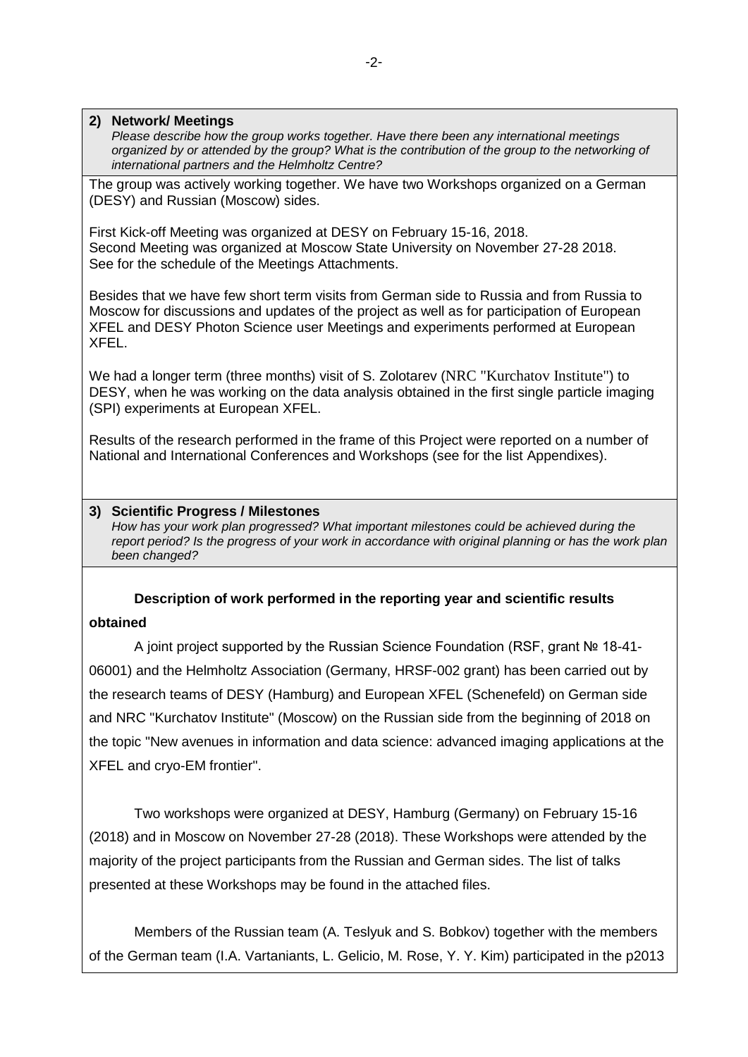## 2) Network/ Meetings

*Please describe how the group works together. Have there been any international meetings organized by or attended by the group? What is the contribution of the group to the networking of international partners and the Helmholtz Centre?*

The group was actively working together. We have two Workshops organized on a German (DESY) and Russian (Moscow) sides.

First Kick-off Meeting was organized at DESY on February 15-16, 2018.
Second Meeting was organized at Moscow State University on November 27-28 2018.
See for the schedule of the Meetings Attachments.

Besides that we have few short term visits from German side to Russia and from Russia to Moscow for discussions and updates of the project as well as for participation of European XFEL and DESY Photon Science user Meetings and experiments performed at European XFEL.

We had a longer term (three months) visit of S. Zolotarev (NRC "Kurchatov Institute") to DESY, when he was working on the data analysis obtained in the first single particle imaging (SPI) experiments at European XFEL.

Results of the research performed in the frame of this Project were reported on a number of National and International Conferences and Workshops (see for the list Appendixes).

## 3) Scientific Progress / Milestones

*How has your work plan progressed? What important milestones could be achieved during the report period? Is the progress of your work in accordance with original planning or has the work plan been changed?*

**Description of work performed in the reporting year and scientific results obtained**

A joint project supported by the Russian Science Foundation (RSF, grant № 18-41-06001) and the Helmholtz Association (Germany, HRSF-002 grant) has been carried out by the research teams of DESY (Hamburg) and European XFEL (Schenefeld) on German side and NRC "Kurchatov Institute" (Moscow) on the Russian side from the beginning of 2018 on the topic "New avenues in information and data science: advanced imaging applications at the XFEL and cryo-EM frontier".

Two workshops were organized at DESY, Hamburg (Germany) on February 15-16 (2018) and in Moscow on November 27-28 (2018). These Workshops were attended by the majority of the project participants from the Russian and German sides. The list of talks presented at these Workshops may be found in the attached files.

Members of the Russian team (A. Teslyuk and S. Bobkov) together with the members of the German team (I.A. Vartaniants, L. Gelicio, M. Rose, Y. Y. Kim) participated in the p2013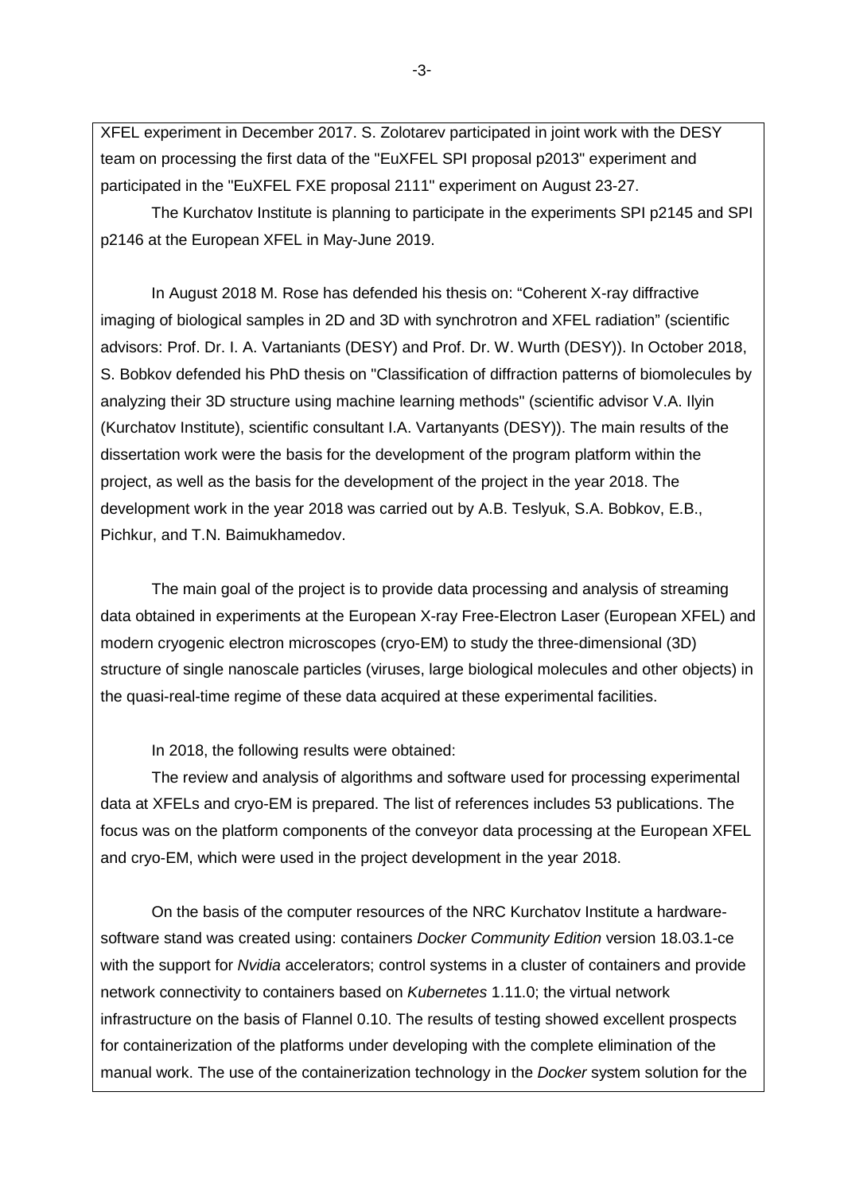XFEL experiment in December 2017. S. Zolotarev participated in joint work with the DESY team on processing the first data of the "EuXFEL SPI proposal p2013" experiment and participated in the "EuXFEL FXE proposal 2111" experiment on August 23-27.

The Kurchatov Institute is planning to participate in the experiments SPI p2145 and SPI p2146 at the European XFEL in May-June 2019.

In August 2018 M. Rose has defended his thesis on: “Coherent X-ray diffractive imaging of biological samples in 2D and 3D with synchrotron and XFEL radiation” (scientific advisors: Prof. Dr. I. A. Vartaniants (DESY) and Prof. Dr. W. Wurth (DESY)). In October 2018, S. Bobkov defended his PhD thesis on "Classification of diffraction patterns of biomolecules by analyzing their 3D structure using machine learning methods" (scientific advisor V.A. Ilyin (Kurchatov Institute), scientific consultant I.A. Vartanyants (DESY)). The main results of the dissertation work were the basis for the development of the program platform within the project, as well as the basis for the development of the project in the year 2018. The development work in the year 2018 was carried out by A.B. Teslyuk, S.A. Bobkov, E.B., Pichkur, and T.N. Baimukhamedov.

The main goal of the project is to provide data processing and analysis of streaming data obtained in experiments at the European X-ray Free-Electron Laser (European XFEL) and modern cryogenic electron microscopes (cryo-EM) to study the three-dimensional (3D) structure of single nanoscale particles (viruses, large biological molecules and other objects) in the quasi-real-time regime of these data acquired at these experimental facilities.

In 2018, the following results were obtained:

The review and analysis of algorithms and software used for processing experimental data at XFELs and cryo-EM is prepared. The list of references includes 53 publications. The focus was on the platform components of the conveyor data processing at the European XFEL and cryo-EM, which were used in the project development in the year 2018.

On the basis of the computer resources of the NRC Kurchatov Institute a hardware-software stand was created using: containers *Docker Community Edition* version 18.03.1-ce with the support for *Nvidia* accelerators; control systems in a cluster of containers and provide network connectivity to containers based on *Kubernetes* 1.11.0; the virtual network infrastructure on the basis of Flannel 0.10. The results of testing showed excellent prospects for containerization of the platforms under developing with the complete elimination of the manual work. The use of the containerization technology in the *Docker* system solution for the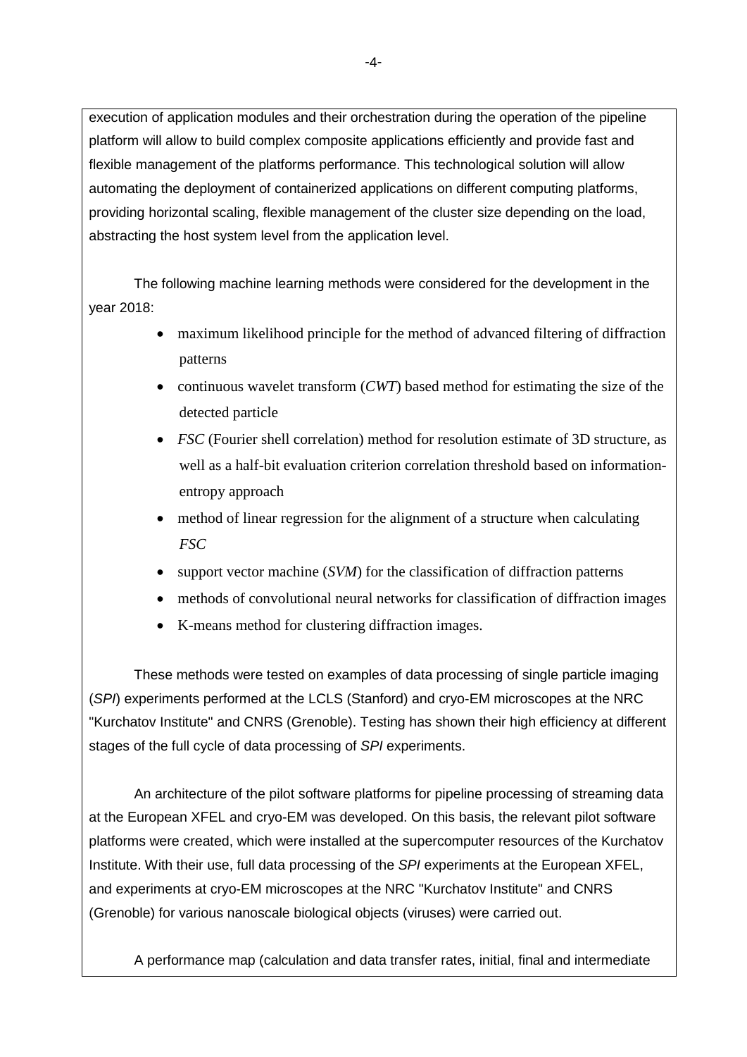execution of application modules and their orchestration during the operation of the pipeline platform will allow to build complex composite applications efficiently and provide fast and flexible management of the platforms performance. This technological solution will allow automating the deployment of containerized applications on different computing platforms, providing horizontal scaling, flexible management of the cluster size depending on the load, abstracting the host system level from the application level.

The following machine learning methods were considered for the development in the year 2018:

- maximum likelihood principle for the method of advanced filtering of diffraction patterns
- continuous wavelet transform (*CWT*) based method for estimating the size of the detected particle
- *FSC* (Fourier shell correlation) method for resolution estimate of 3D structure, as well as a half-bit evaluation criterion correlation threshold based on information-entropy approach
- method of linear regression for the alignment of a structure when calculating *FSC*
- support vector machine (*SVM*) for the classification of diffraction patterns
- methods of convolutional neural networks for classification of diffraction images
- K-means method for clustering diffraction images.

These methods were tested on examples of data processing of single particle imaging (*SPI*) experiments performed at the LCLS (Stanford) and cryo-EM microscopes at the NRC "Kurchatov Institute" and CNRS (Grenoble). Testing has shown their high efficiency at different stages of the full cycle of data processing of *SPI* experiments.

An architecture of the pilot software platforms for pipeline processing of streaming data at the European XFEL and cryo-EM was developed. On this basis, the relevant pilot software platforms were created, which were installed at the supercomputer resources of the Kurchatov Institute. With their use, full data processing of the *SPI* experiments at the European XFEL, and experiments at cryo-EM microscopes at the NRC "Kurchatov Institute" and CNRS (Grenoble) for various nanoscale biological objects (viruses) were carried out.

A performance map (calculation and data transfer rates, initial, final and intermediate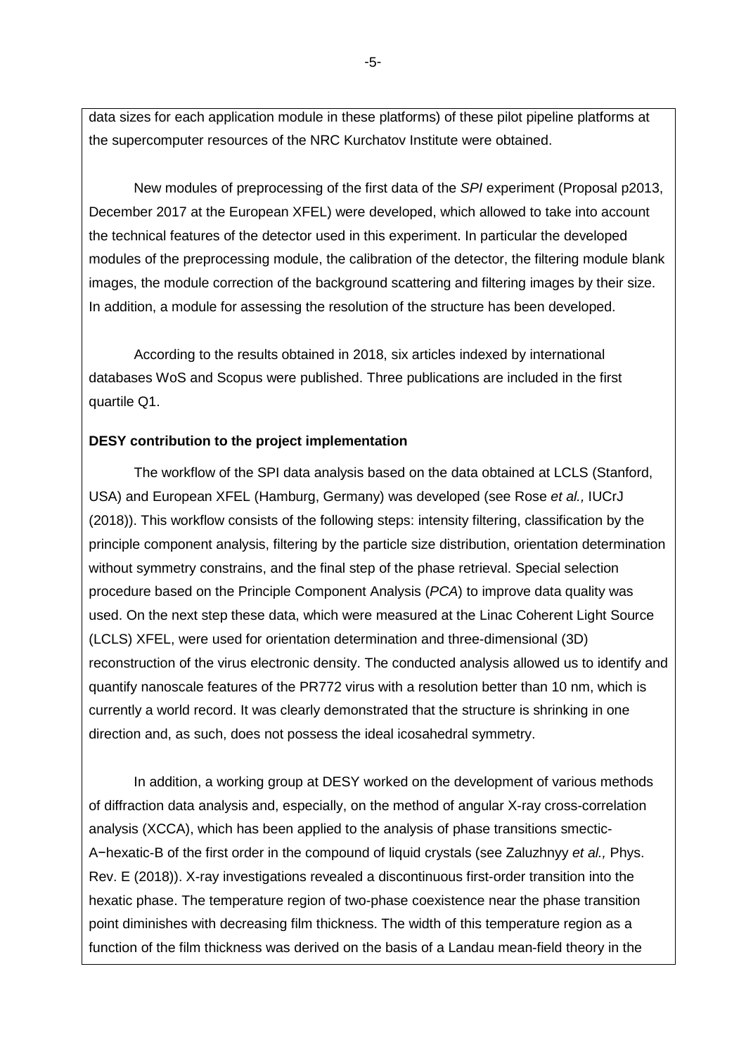data sizes for each application module in these platforms) of these pilot pipeline platforms at the supercomputer resources of the NRC Kurchatov Institute were obtained.

New modules of preprocessing of the first data of the *SPI* experiment (Proposal p2013, December 2017 at the European XFEL) were developed, which allowed to take into account the technical features of the detector used in this experiment. In particular the developed modules of the preprocessing module, the calibration of the detector, the filtering module blank images, the module correction of the background scattering and filtering images by their size. In addition, a module for assessing the resolution of the structure has been developed.

According to the results obtained in 2018, six articles indexed by international databases WoS and Scopus were published. Three publications are included in the first quartile Q1.

**DESY contribution to the project implementation**

The workflow of the SPI data analysis based on the data obtained at LCLS (Stanford, USA) and European XFEL (Hamburg, Germany) was developed (see Rose *et al.,* IUCrJ (2018)). This workflow consists of the following steps: intensity filtering, classification by the principle component analysis, filtering by the particle size distribution, orientation determination without symmetry constrains, and the final step of the phase retrieval. Special selection procedure based on the Principle Component Analysis (*PCA*) to improve data quality was used. On the next step these data, which were measured at the Linac Coherent Light Source (LCLS) XFEL, were used for orientation determination and three-dimensional (3D) reconstruction of the virus electronic density. The conducted analysis allowed us to identify and quantify nanoscale features of the PR772 virus with a resolution better than 10 nm, which is currently a world record. It was clearly demonstrated that the structure is shrinking in one direction and, as such, does not possess the ideal icosahedral symmetry.

In addition, a working group at DESY worked on the development of various methods of diffraction data analysis and, especially, on the method of angular X-ray cross-correlation analysis (XCCA), which has been applied to the analysis of phase transitions smectic-A−hexatic-B of the first order in the compound of liquid crystals (see Zaluzhnyy *et al.,* Phys. Rev. E (2018)). X-ray investigations revealed a discontinuous first-order transition into the hexatic phase. The temperature region of two-phase coexistence near the phase transition point diminishes with decreasing film thickness. The width of this temperature region as a function of the film thickness was derived on the basis of a Landau mean-field theory in the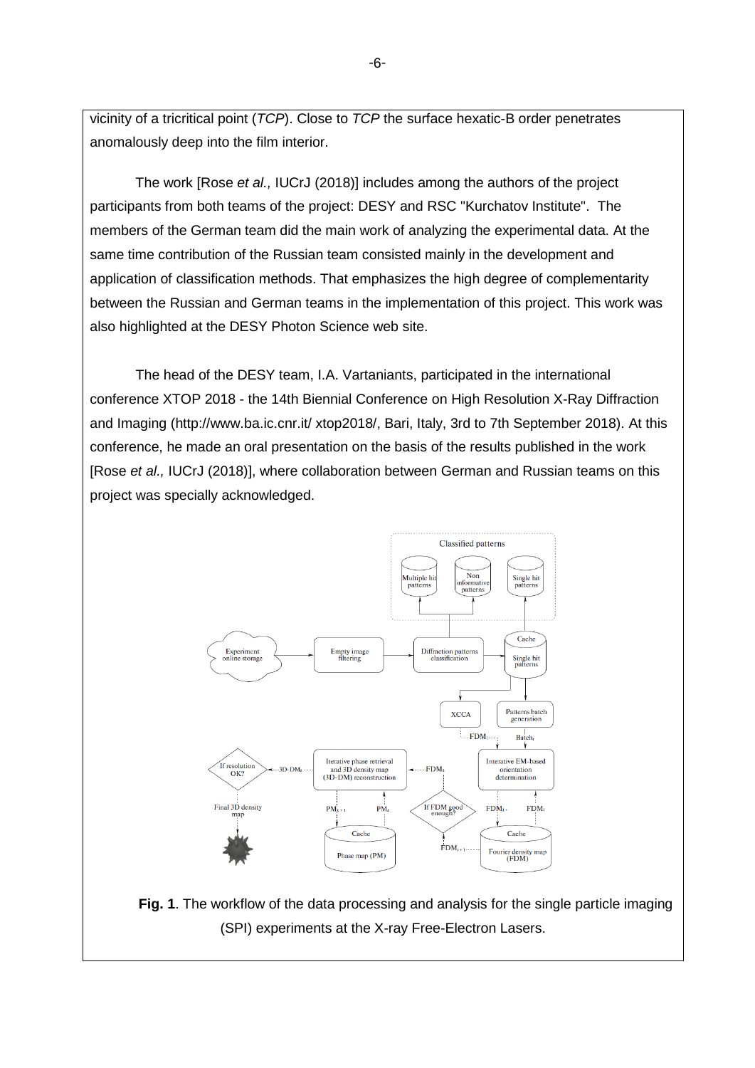vicinity of a tricritical point (*TCP*). Close to *TCP* the surface hexatic-B order penetrates anomalously deep into the film interior.

The work [Rose *et al.,* IUCrJ (2018)] includes among the authors of the project participants from both teams of the project: DESY and RSC "Kurchatov Institute". The members of the German team did the main work of analyzing the experimental data. At the same time contribution of the Russian team consisted mainly in the development and application of classification methods. That emphasizes the high degree of complementarity between the Russian and German teams in the implementation of this project. This work was also highlighted at the DESY Photon Science web site.

The head of the DESY team, I.A. Vartaniants, participated in the international conference XTOP 2018 - the 14th Biennial Conference on High Resolution X-Ray Diffraction and Imaging (http://www.ba.ic.cnr.it/ xtop2018/, Bari, Italy, 3rd to 7th September 2018). At this conference, he made an oral presentation on the basis of the results published in the work [Rose *et al.,* IUCrJ (2018)], where collaboration between German and Russian teams on this project was specially acknowledged.

**Fig. 1**. The workflow of the data processing and analysis for the single particle imaging (SPI) experiments at the X-ray Free-Electron Lasers.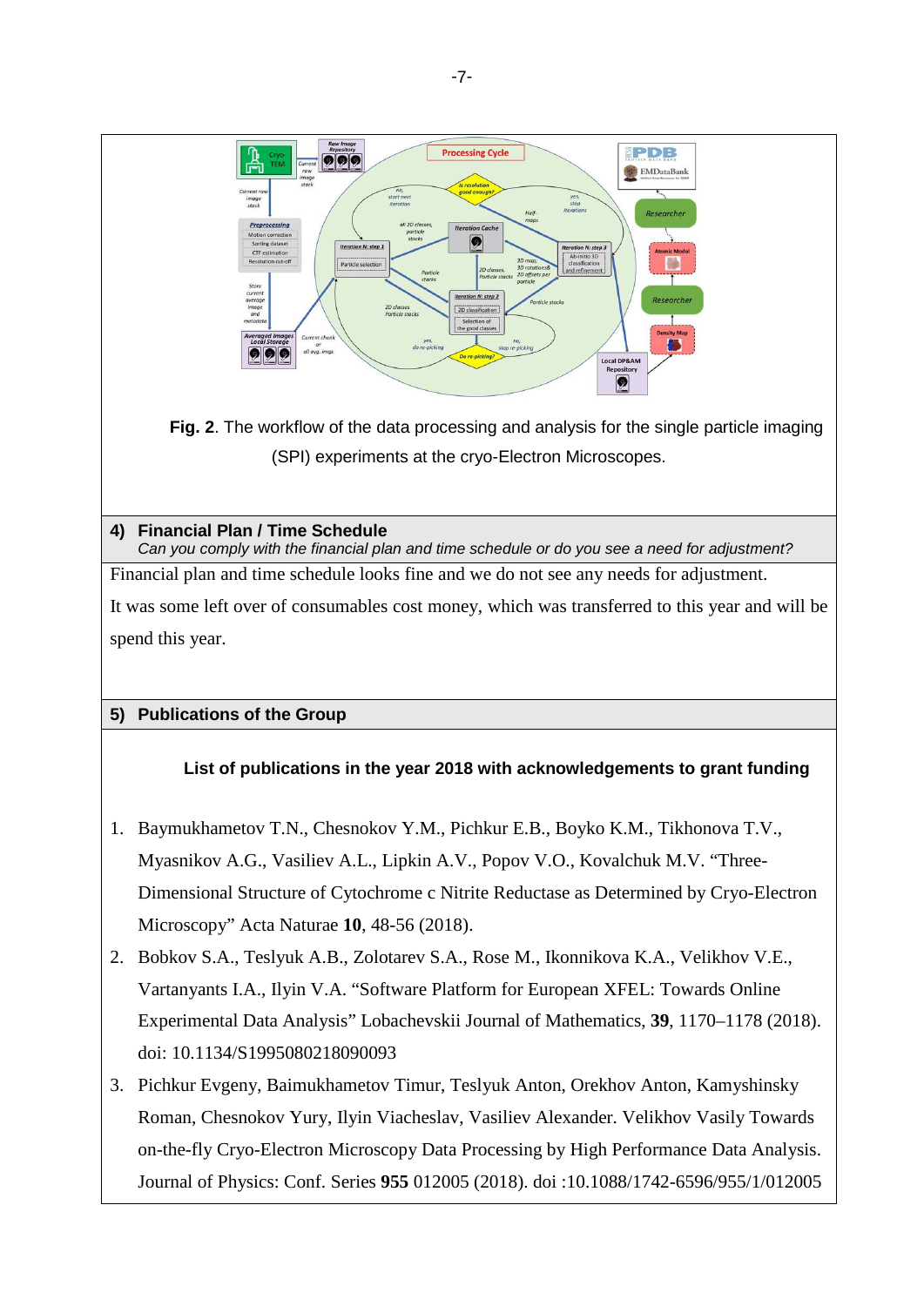**Fig. 2**. The workflow of the data processing and analysis for the single particle imaging (SPI) experiments at the cryo-Electron Microscopes.

## 4) Financial Plan / Time Schedule

*Can you comply with the financial plan and time schedule or do you see a need for adjustment?*

Financial plan and time schedule looks fine and we do not see any needs for adjustment.

It was some left over of consumables cost money, which was transferred to this year and will be spend this year.

## 5) Publications of the Group

### List of publications in the year 2018 with acknowledgements to grant funding

1. Baymukhametov T.N., Chesnokov Y.M., Pichkur E.B., Boyko K.M., Tikhonova T.V., Myasnikov A.G., Vasiliev A.L., Lipkin A.V., Popov V.O., Kovalchuk M.V. "Three-Dimensional Structure of Cytochrome c Nitrite Reductase as Determined by Cryo-Electron Microscopy" Acta Naturae **10**, 48-56 (2018).
2. Bobkov S.A., Teslyuk A.B., Zolotarev S.A., Rose M., Ikonnikova K.A., Velikhov V.E., Vartanyants I.A., Ilyin V.A. "Software Platform for European XFEL: Towards Online Experimental Data Analysis" Lobachevskii Journal of Mathematics, **39**, 1170–1178 (2018). doi: 10.1134/S1995080218090093
3. Pichkur Evgeny, Baimukhametov Timur, Teslyuk Anton, Orekhov Anton, Kamyshinsky Roman, Chesnokov Yury, Ilyin Viacheslav, Vasiliev Alexander. Velikhov Vasily Towards on-the-fly Cryo-Electron Microscopy Data Processing by High Performance Data Analysis. Journal of Physics: Conf. Series **955** 012005 (2018). doi :10.1088/1742-6596/955/1/012005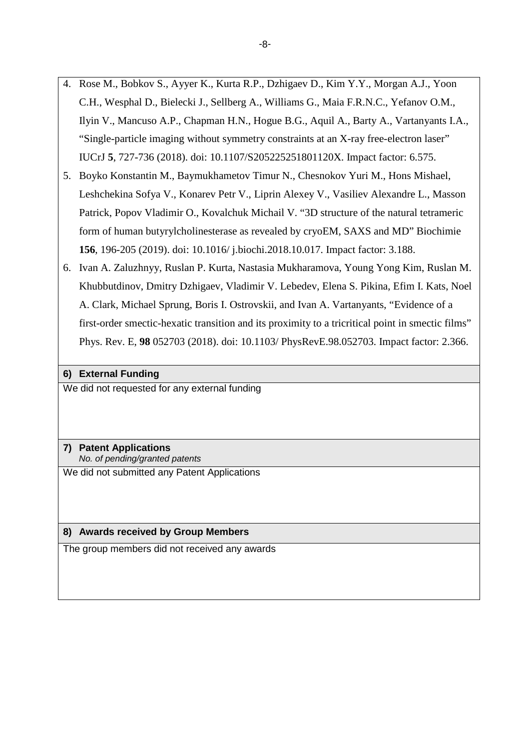4. Rose M., Bobkov S., Ayyer K., Kurta R.P., Dzhigaev D., Kim Y.Y., Morgan A.J., Yoon C.H., Wesphal D., Bielecki J., Sellberg A., Williams G., Maia F.R.N.C., Yefanov O.M., Ilyin V., Mancuso A.P., Chapman H.N., Hogue B.G., Aquil A., Barty A., Vartanyants I.A., "Single-particle imaging without symmetry constraints at an X-ray free-electron laser" IUCrJ **5**, 727-736 (2018). doi: 10.1107/S205225251801120X. Impact factor: 6.575.
5. Boyko Konstantin M., Baymukhametov Timur N., Chesnokov Yuri M., Hons Mishael, Leshchekina Sofya V., Konarev Petr V., Liprin Alexey V., Vasiliev Alexandre L., Masson Patrick, Popov Vladimir O., Kovalchuk Michail V. "3D structure of the natural tetrameric form of human butyrylcholinesterase as revealed by cryoEM, SAXS and MD" Biochimie **156**, 196-205 (2019). doi: 10.1016/ j.biochi.2018.10.017. Impact factor: 3.188.
6. Ivan A. Zaluzhnyy, Ruslan P. Kurta, Nastasia Mukharamova, Young Yong Kim, Ruslan M. Khubbutdinov, Dmitry Dzhigaev, Vladimir V. Lebedev, Elena S. Pikina, Efim I. Kats, Noel A. Clark, Michael Sprung, Boris I. Ostrovskii, and Ivan A. Vartanyants, "Evidence of a first-order smectic-hexatic transition and its proximity to a tricritical point in smectic films" Phys. Rev. E, **98** 052703 (2018). doi: 10.1103/ PhysRevE.98.052703. Impact factor: 2.366.

## 6) External Funding

We did not requested for any external funding

## 7) Patent Applications

*No. of pending/granted patents*

We did not submitted any Patent Applications

## 8) Awards received by Group Members

The group members did not received any awards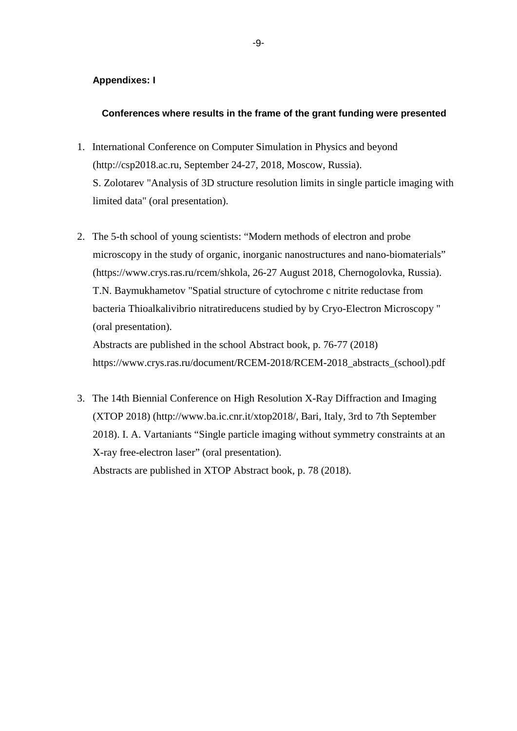**Appendixes: I**

**Conferences where results in the frame of the grant funding were presented**

1. International Conference on Computer Simulation in Physics and beyond (http://csp2018.ac.ru, September 24-27, 2018, Moscow, Russia).
   S. Zolotarev "Analysis of 3D structure resolution limits in single particle imaging with limited data" (oral presentation).

2. The 5-th school of young scientists: "Modern methods of electron and probe microscopy in the study of organic, inorganic nanostructures and nano-biomaterials" (https://www.crys.ras.ru/rcem/shkola, 26-27 August 2018, Chernogolovka, Russia).
   T.N. Baymukhametov "Spatial structure of cytochrome c nitrite reductase from bacteria Thioalkalivibrio nitratireducens studied by by Cryo-Electron Microscopy " (oral presentation).
   Abstracts are published in the school Abstract book, p. 76-77 (2018)
   https://www.crys.ras.ru/document/RCEM-2018/RCEM-2018_abstracts_(school).pdf

3. The 14th Biennial Conference on High Resolution X-Ray Diffraction and Imaging (XTOP 2018) (http://www.ba.ic.cnr.it/xtop2018/, Bari, Italy, 3rd to 7th September 2018). I. A. Vartaniants "Single particle imaging without symmetry constraints at an X-ray free-electron laser" (oral presentation).
   Abstracts are published in XTOP Abstract book, p. 78 (2018).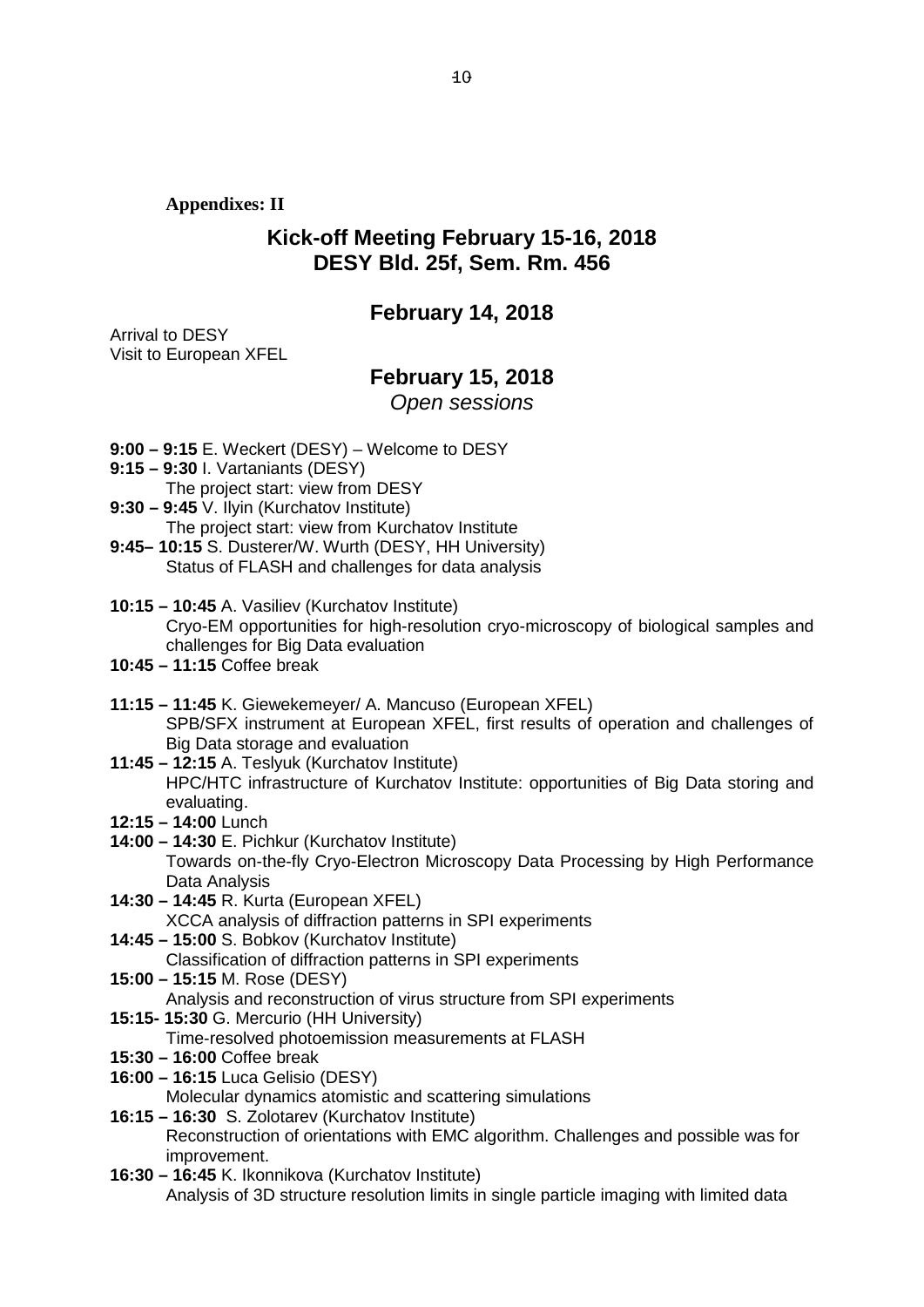**Appendixes: II**

# Kick-off Meeting February 15-16, 2018
# DESY Bld. 25f, Sem. Rm. 456

## February 14, 2018

Arrival to DESY
Visit to European XFEL

## February 15, 2018

*Open sessions*

**9:00 – 9:15** E. Weckert (DESY) – Welcome to DESY

**9:15 – 9:30** I. Vartaniants (DESY)
The project start: view from DESY

**9:30 – 9:45** V. Ilyin (Kurchatov Institute)
The project start: view from Kurchatov Institute

**9:45– 10:15** S. Dusterer/W. Wurth (DESY, HH University)
Status of FLASH and challenges for data analysis

**10:15 – 10:45** A. Vasiliev (Kurchatov Institute)
Cryo-EM opportunities for high-resolution cryo-microscopy of biological samples and challenges for Big Data evaluation

**10:45 – 11:15** Coffee break

**11:15 – 11:45** K. Giewekemeyer/ A. Mancuso (European XFEL)
SPB/SFX instrument at European XFEL, first results of operation and challenges of Big Data storage and evaluation

**11:45 – 12:15** A. Teslyuk (Kurchatov Institute)
HPC/HTC infrastructure of Kurchatov Institute: opportunities of Big Data storing and evaluating.

**12:15 – 14:00** Lunch

**14:00 – 14:30** E. Pichkur (Kurchatov Institute)
Towards on-the-fly Cryo-Electron Microscopy Data Processing by High Performance Data Analysis

**14:30 – 14:45** R. Kurta (European XFEL)
XCCA analysis of diffraction patterns in SPI experiments

**14:45 – 15:00** S. Bobkov (Kurchatov Institute)
Classification of diffraction patterns in SPI experiments

**15:00 – 15:15** M. Rose (DESY)
Analysis and reconstruction of virus structure from SPI experiments

**15:15- 15:30** G. Mercurio (HH University)
Time-resolved photoemission measurements at FLASH

**15:30 – 16:00** Coffee break

**16:00 – 16:15** Luca Gelisio (DESY)
Molecular dynamics atomistic and scattering simulations

**16:15 – 16:30** S. Zolotarev (Kurchatov Institute)
Reconstruction of orientations with EMC algorithm. Challenges and possible was for improvement.

**16:30 – 16:45** K. Ikonnikova (Kurchatov Institute)
Analysis of 3D structure resolution limits in single particle imaging with limited data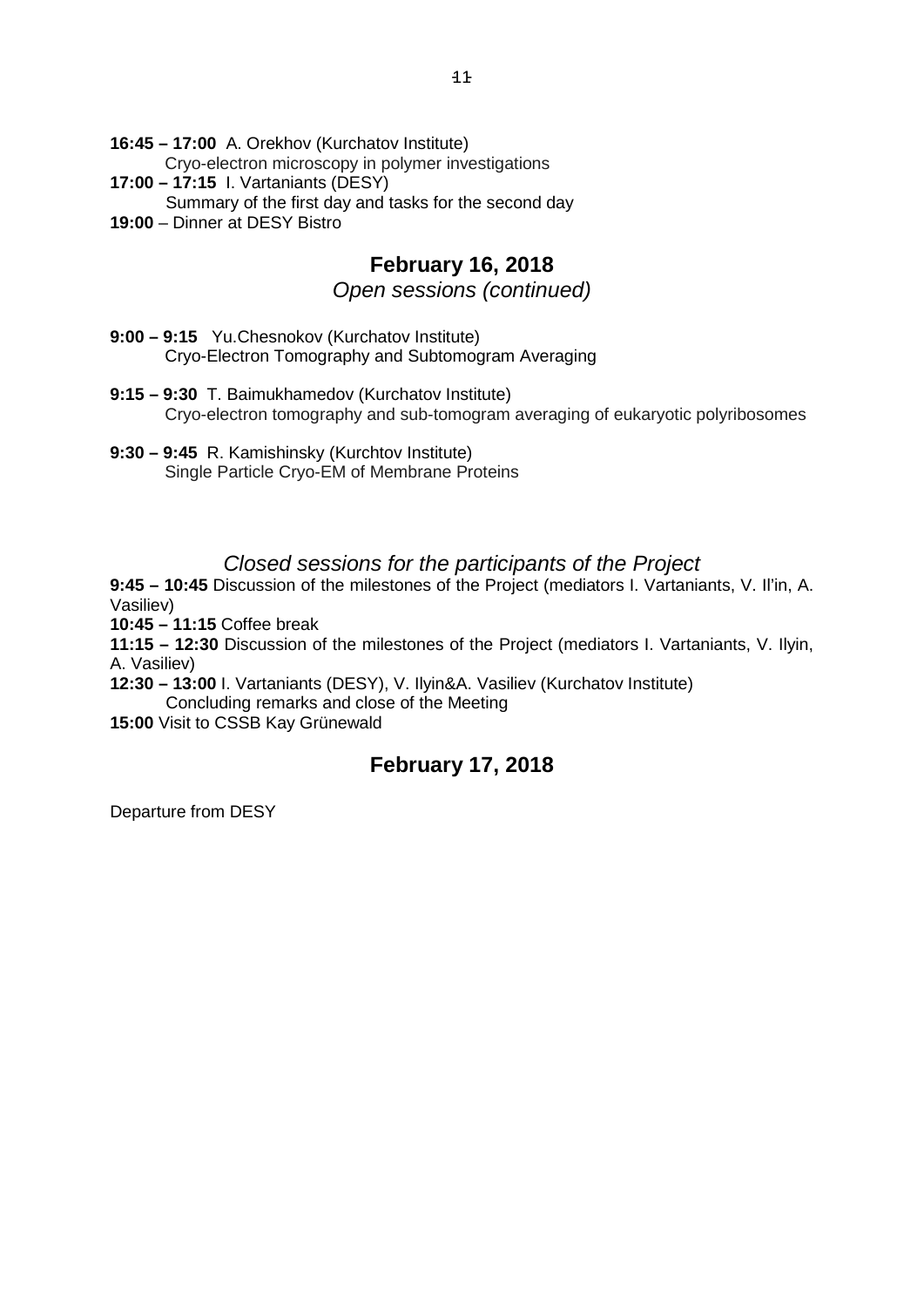**16:45 – 17:00** A. Orekhov (Kurchatov Institute)
Cryo-electron microscopy in polymer investigations

**17:00 – 17:15** I. Vartaniants (DESY)
Summary of the first day and tasks for the second day

**19:00** – Dinner at DESY Bistro

## February 16, 2018

### *Open sessions (continued)*

**9:00 – 9:15** Yu.Chesnokov (Kurchatov Institute)
Cryo-Electron Tomography and Subtomogram Averaging

**9:15 – 9:30** T. Baimukhamedov (Kurchatov Institute)
Cryo-electron tomography and sub-tomogram averaging of eukaryotic polyribosomes

**9:30 – 9:45** R. Kamishinsky (Kurchtov Institute)
Single Particle Cryo-EM of Membrane Proteins

### *Closed sessions for the participants of the Project*

**9:45 – 10:45** Discussion of the milestones of the Project (mediators I. Vartaniants, V. Il'in, A. Vasiliev)

**10:45 – 11:15** Coffee break

**11:15 – 12:30** Discussion of the milestones of the Project (mediators I. Vartaniants, V. Ilyin, A. Vasiliev)

**12:30 – 13:00** I. Vartaniants (DESY), V. Ilyin&A. Vasiliev (Kurchatov Institute)
Concluding remarks and close of the Meeting

**15:00** Visit to CSSB Kay Grünewald

## February 17, 2018

Departure from DESY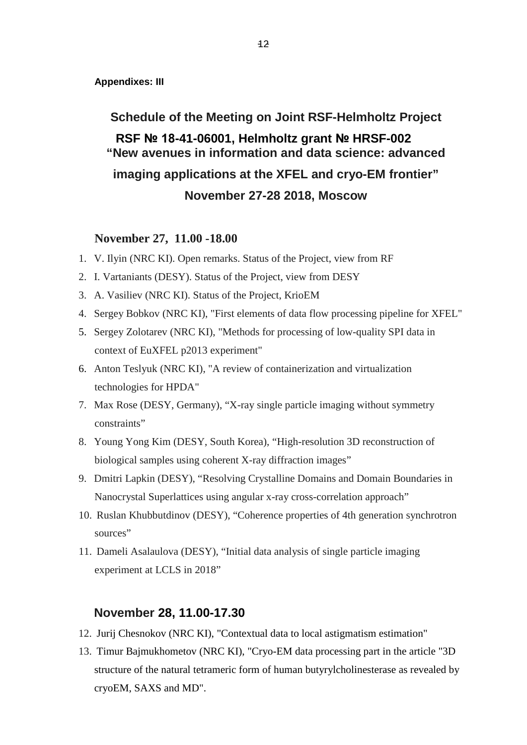**Appendixes: III**

## Schedule of the Meeting on Joint RSF-Helmholtz Project

## RSF № 18-41-06001, Helmholtz grant № HRSF-002 "New avenues in information and data science: advanced imaging applications at the XFEL and cryo-EM frontier" November 27-28 2018, Moscow

### November 27, 11.00 -18.00

1. V. Ilyin (NRC KI). Open remarks. Status of the Project, view from RF
2. I. Vartaniants (DESY). Status of the Project, view from DESY
3. A. Vasiliev (NRC KI). Status of the Project, KrioEM
4. Sergey Bobkov (NRC KI), "First elements of data flow processing pipeline for XFEL"
5. Sergey Zolotarev (NRC KI), "Methods for processing of low-quality SPI data in context of EuXFEL p2013 experiment"
6. Anton Teslyuk (NRC KI), "A review of containerization and virtualization technologies for HPDA"
7. Max Rose (DESY, Germany), "X-ray single particle imaging without symmetry constraints"
8. Young Yong Kim (DESY, South Korea), "High-resolution 3D reconstruction of biological samples using coherent X-ray diffraction images"
9. Dmitri Lapkin (DESY), "Resolving Crystalline Domains and Domain Boundaries in Nanocrystal Superlattices using angular x-ray cross-correlation approach"
10. Ruslan Khubbutdinov (DESY), "Coherence properties of 4th generation synchrotron sources"
11. Dameli Asalaulova (DESY), "Initial data analysis of single particle imaging experiment at LCLS in 2018"

### November 28, 11.00-17.30

12. Jurij Chesnokov (NRC KI), "Contextual data to local astigmatism estimation"
13. Timur Bajmukhometov (NRC KI), "Cryo-EM data processing part in the article "3D structure of the natural tetrameric form of human butyrylcholinesterase as revealed by cryoEM, SAXS and MD".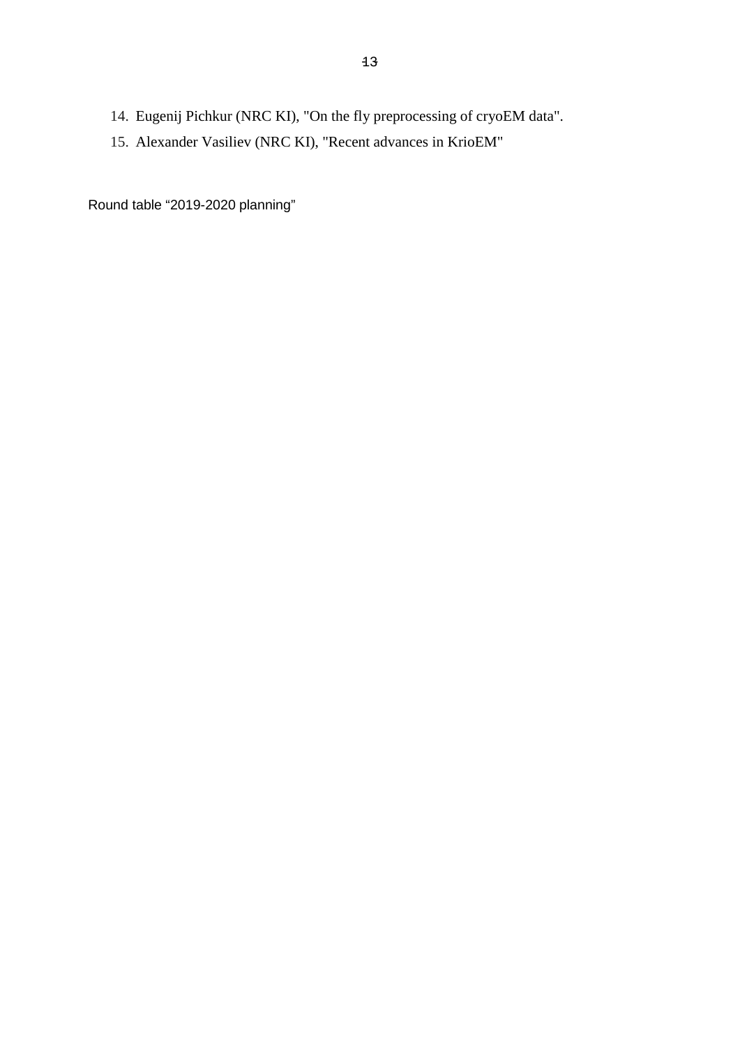14. Eugenij Pichkur (NRC KI), "On the fly preprocessing of cryoEM data".
15. Alexander Vasiliev (NRC KI), "Recent advances in KrioEM"

Round table “2019-2020 planning”